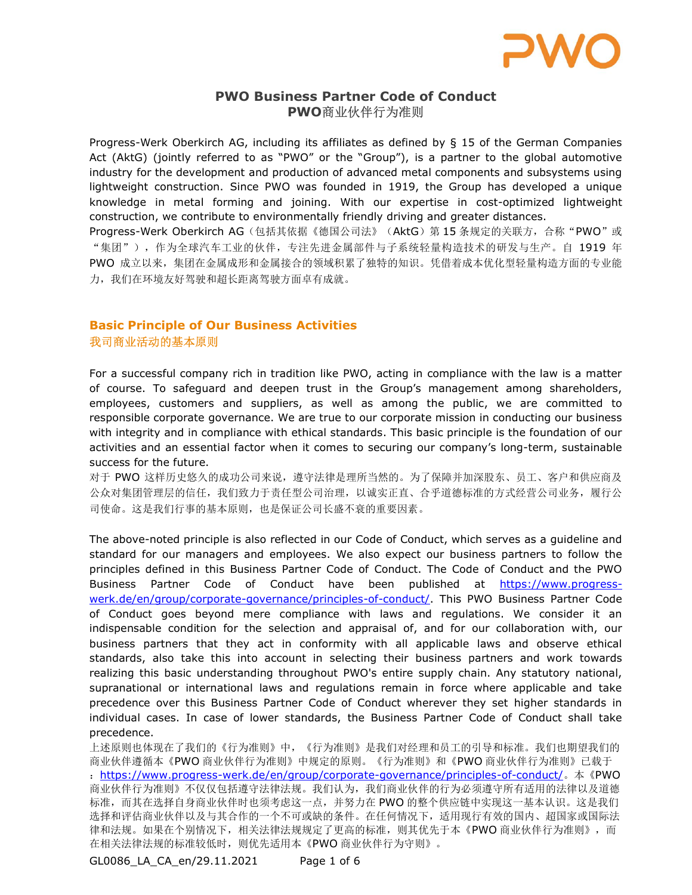# PWO Business Partner Code of Conduct
# PWO商业伙伴行为准则

Progress-Werk Oberkirch AG, including its affiliates as defined by § 15 of the German Companies Act (AktG) (jointly referred to as "PWO" or the "Group"), is a partner to the global automotive industry for the development and production of advanced metal components and subsystems using lightweight construction. Since PWO was founded in 1919, the Group has developed a unique knowledge in metal forming and joining. With our expertise in cost-optimized lightweight construction, we contribute to environmentally friendly driving and greater distances.

Progress-Werk Oberkirch AG（包括其依据《德国公司法》（AktG）第 15 条规定的关联方，合称"PWO"或"集团"），作为全球汽车工业的伙伴，专注先进金属部件与子系统轻量构造技术的研发与生产。自 1919 年 PWO 成立以来，集团在金属成形和金属接合的领域积累了独特的知识。凭借着成本优化型轻量构造方面的专业能力，我们在环境友好驾驶和超长距离驾驶方面卓有成就。

## Basic Principle of Our Business Activities
## 我司商业活动的基本原则

For a successful company rich in tradition like PWO, acting in compliance with the law is a matter of course. To safeguard and deepen trust in the Group's management among shareholders, employees, customers and suppliers, as well as among the public, we are committed to responsible corporate governance. We are true to our corporate mission in conducting our business with integrity and in compliance with ethical standards. This basic principle is the foundation of our activities and an essential factor when it comes to securing our company's long-term, sustainable success for the future.

对于 PWO 这样历史悠久的成功公司来说，遵守法律是理所当然的。为了保障并加深股东、员工、客户和供应商及公众对集团管理层的信任，我们致力于责任型公司治理，以诚实正直、合乎道德标准的方式经营公司业务，履行公司使命。这是我们行事的基本原则，也是保证公司长盛不衰的重要因素。

The above-noted principle is also reflected in our Code of Conduct, which serves as a guideline and standard for our managers and employees. We also expect our business partners to follow the principles defined in this Business Partner Code of Conduct. The Code of Conduct and the PWO Business Partner Code of Conduct have been published at https://www.progress-werk.de/en/group/corporate-governance/principles-of-conduct/. This PWO Business Partner Code of Conduct goes beyond mere compliance with laws and regulations. We consider it an indispensable condition for the selection and appraisal of, and for our collaboration with, our business partners that they act in conformity with all applicable laws and observe ethical standards, also take this into account in selecting their business partners and work towards realizing this basic understanding throughout PWO's entire supply chain. Any statutory national, supranational or international laws and regulations remain in force where applicable and take precedence over this Business Partner Code of Conduct wherever they set higher standards in individual cases. In case of lower standards, the Business Partner Code of Conduct shall take precedence.

上述原则也体现在了我们的《行为准则》中，《行为准则》是我们对经理和员工的引导和标准。我们也期望我们的商业伙伴遵循本《PWO 商业伙伴行为准则》中规定的原则。《行为准则》和《PWO 商业伙伴行为准则》已载于：https://www.progress-werk.de/en/group/corporate-governance/principles-of-conduct/。本《PWO 商业伙伴行为准则》不仅仅包括遵守法律法规。我们认为，我们商业伙伴的行为必须遵守所有适用的法律以及道德标准，而其在选择自身商业伙伴时也须考虑这一点，并努力在 PWO 的整个供应链中实现这一基本认识。这是我们选择和评估商业伙伴以及与其合作的一个不可或缺的条件。在任何情况下，适用现行有效的国内、超国家或国际法律和法规。如果在个别情况下，相关法律法规规定了更高的标准，则其优先于本《PWO 商业伙伴行为准则》，而在相关法律法规的标准较低时，则优先适用本《PWO 商业伙伴行为守则》。

GL0086_LA_CA_en/29.11.2021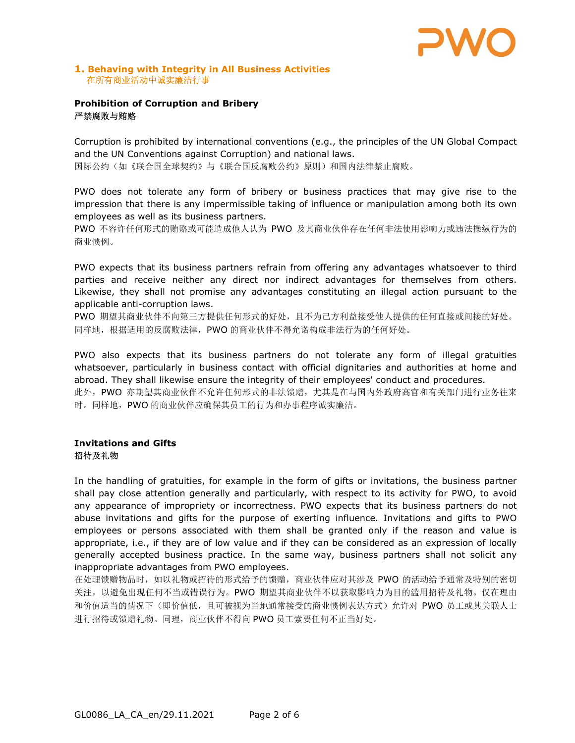## 1. Behaving with Integrity in All Business Activities
在所有商业活动中诚实廉洁行事

### Prohibition of Corruption and Bribery
严禁腐败与贿赂

Corruption is prohibited by international conventions (e.g., the principles of the UN Global Compact and the UN Conventions against Corruption) and national laws.
国际公约（如《联合国全球契约》与《联合国反腐败公约》原则）和国内法律禁止腐败。

PWO does not tolerate any form of bribery or business practices that may give rise to the impression that there is any impermissible taking of influence or manipulation among both its own employees as well as its business partners.
PWO 不容许任何形式的贿赂或可能造成他人认为 PWO 及其商业伙伴存在任何非法使用影响力或违法操纵行为的商业惯例。

PWO expects that its business partners refrain from offering any advantages whatsoever to third parties and receive neither any direct nor indirect advantages for themselves from others. Likewise, they shall not promise any advantages constituting an illegal action pursuant to the applicable anti-corruption laws.
PWO 期望其商业伙伴不向第三方提供任何形式的好处，且不为己方利益接受他人提供的任何直接或间接的好处。同样地，根据适用的反腐败法律，PWO 的商业伙伴不得允诺构成非法行为的任何好处。

PWO also expects that its business partners do not tolerate any form of illegal gratuities whatsoever, particularly in business contact with official dignitaries and authorities at home and abroad. They shall likewise ensure the integrity of their employees' conduct and procedures.
此外，PWO 亦期望其商业伙伴不允许任何形式的非法馈赠，尤其是在与国内外政府高官和有关部门进行业务往来时。同样地，PWO 的商业伙伴应确保其员工的行为和办事程序诚实廉洁。

### Invitations and Gifts
招待及礼物

In the handling of gratuities, for example in the form of gifts or invitations, the business partner shall pay close attention generally and particularly, with respect to its activity for PWO, to avoid any appearance of impropriety or incorrectness. PWO expects that its business partners do not abuse invitations and gifts for the purpose of exerting influence. Invitations and gifts to PWO employees or persons associated with them shall be granted only if the reason and value is appropriate, i.e., if they are of low value and if they can be considered as an expression of locally generally accepted business practice. In the same way, business partners shall not solicit any inappropriate advantages from PWO employees.
在处理馈赠物品时，如以礼物或招待的形式给予的馈赠，商业伙伴应对其涉及 PWO 的活动给予通常及特别的密切关注，以避免出现任何不当或错误行为。PWO 期望其商业伙伴不以获取影响力为目的滥用招待及礼物。仅在理由和价值适当的情况下（即价值低，且可被视为当地通常接受的商业惯例表达方式）允许对 PWO 员工或其关联人士进行招待或馈赠礼物。同理，商业伙伴不得向 PWO 员工索要任何不正当好处。

GL0086_LA_CA_en/29.11.2021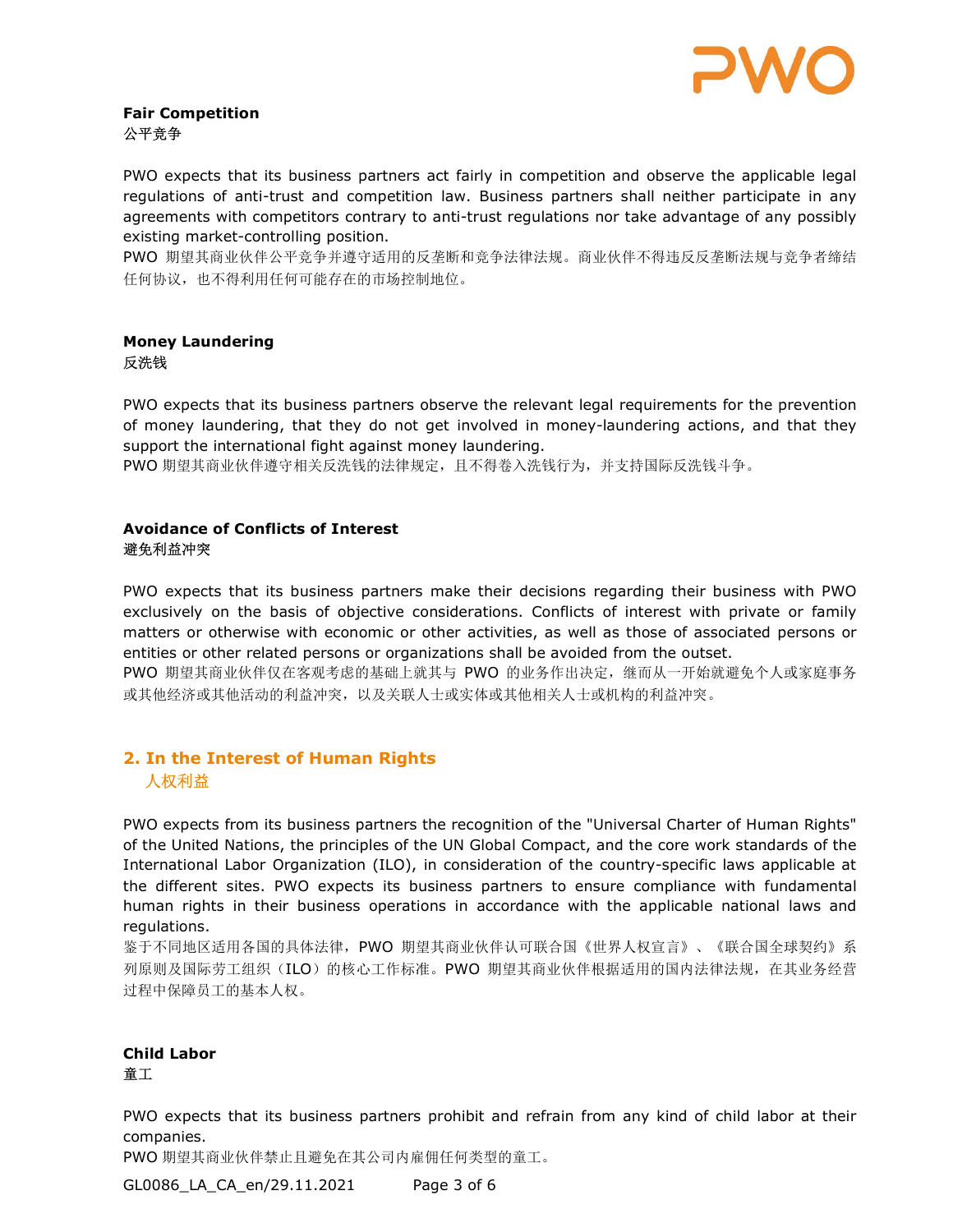**Fair Competition**
**公平竞争**

PWO expects that its business partners act fairly in competition and observe the applicable legal regulations of anti-trust and competition law. Business partners shall neither participate in any agreements with competitors contrary to anti-trust regulations nor take advantage of any possibly existing market-controlling position.
PWO 期望其商业伙伴公平竞争并遵守适用的反垄断和竞争法律法规。商业伙伴不得违反反垄断法规与竞争者缔结任何协议，也不得利用任何可能存在的市场控制地位。

**Money Laundering**
**反洗钱**

PWO expects that its business partners observe the relevant legal requirements for the prevention of money laundering, that they do not get involved in money-laundering actions, and that they support the international fight against money laundering.
PWO 期望其商业伙伴遵守相关反洗钱的法律规定，且不得卷入洗钱行为，并支持国际反洗钱斗争。

**Avoidance of Conflicts of Interest**
**避免利益冲突**

PWO expects that its business partners make their decisions regarding their business with PWO exclusively on the basis of objective considerations. Conflicts of interest with private or family matters or otherwise with economic or other activities, as well as those of associated persons or entities or other related persons or organizations shall be avoided from the outset.
PWO 期望其商业伙伴仅在客观考虑的基础上就其与 PWO 的业务作出决定，继而从一开始就避免个人或家庭事务或其他经济或其他活动的利益冲突，以及关联人士或实体或其他相关人士或机构的利益冲突。

## 2. In the Interest of Human Rights
## 人权利益

PWO expects from its business partners the recognition of the "Universal Charter of Human Rights" of the United Nations, the principles of the UN Global Compact, and the core work standards of the International Labor Organization (ILO), in consideration of the country-specific laws applicable at the different sites. PWO expects its business partners to ensure compliance with fundamental human rights in their business operations in accordance with the applicable national laws and regulations.
鉴于不同地区适用各国的具体法律，PWO 期望其商业伙伴认可联合国《世界人权宣言》、《联合国全球契约》系列原则及国际劳工组织（ILO）的核心工作标准。PWO 期望其商业伙伴根据适用的国内法律法规，在其业务经营过程中保障员工的基本人权。

**Child Labor**
**童工**

PWO expects that its business partners prohibit and refrain from any kind of child labor at their companies.
PWO 期望其商业伙伴禁止且避免在其公司内雇佣任何类型的童工。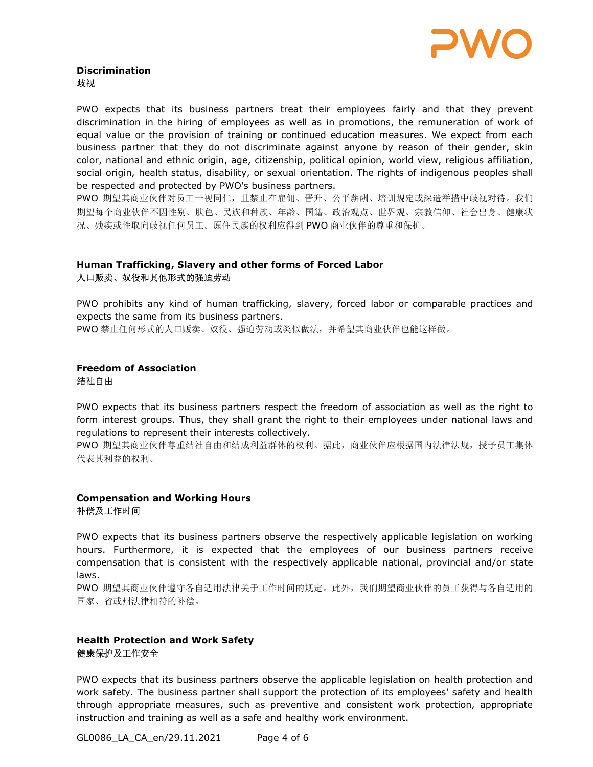**Discrimination**
歧视

PWO expects that its business partners treat their employees fairly and that they prevent discrimination in the hiring of employees as well as in promotions, the remuneration of work of equal value or the provision of training or continued education measures. We expect from each business partner that they do not discriminate against anyone by reason of their gender, skin color, national and ethnic origin, age, citizenship, political opinion, world view, religious affiliation, social origin, health status, disability, or sexual orientation. The rights of indigenous peoples shall be respected and protected by PWO's business partners.
PWO 期望其商业伙伴对员工一视同仁，且禁止在雇佣、晋升、公平薪酬、培训规定或深造举措中歧视对待。我们期望每个商业伙伴不因性别、肤色、民族和种族、年龄、国籍、政治观点、世界观、宗教信仰、社会出身、健康状况、残疾或性取向歧视任何员工。原住民族的权利应得到 PWO 商业伙伴的尊重和保护。

**Human Trafficking, Slavery and other forms of Forced Labor**
人口贩卖、奴役和其他形式的强迫劳动

PWO prohibits any kind of human trafficking, slavery, forced labor or comparable practices and expects the same from its business partners.
PWO 禁止任何形式的人口贩卖、奴役、强迫劳动或类似做法，并希望其商业伙伴也能这样做。

**Freedom of Association**
结社自由

PWO expects that its business partners respect the freedom of association as well as the right to form interest groups. Thus, they shall grant the right to their employees under national laws and regulations to represent their interests collectively.
PWO 期望其商业伙伴尊重结社自由和结成利益群体的权利。据此，商业伙伴应根据国内法律法规，授予员工集体代表其利益的权利。

**Compensation and Working Hours**
补偿及工作时间

PWO expects that its business partners observe the respectively applicable legislation on working hours. Furthermore, it is expected that the employees of our business partners receive compensation that is consistent with the respectively applicable national, provincial and/or state laws.
PWO 期望其商业伙伴遵守各自适用法律关于工作时间的规定。此外，我们期望商业伙伴的员工获得与各自适用的国家、省或州法律相符的补偿。

**Health Protection and Work Safety**
健康保护及工作安全

PWO expects that its business partners observe the applicable legislation on health protection and work safety. The business partner shall support the protection of its employees' safety and health through appropriate measures, such as preventive and consistent work protection, appropriate instruction and training as well as a safe and healthy work environment.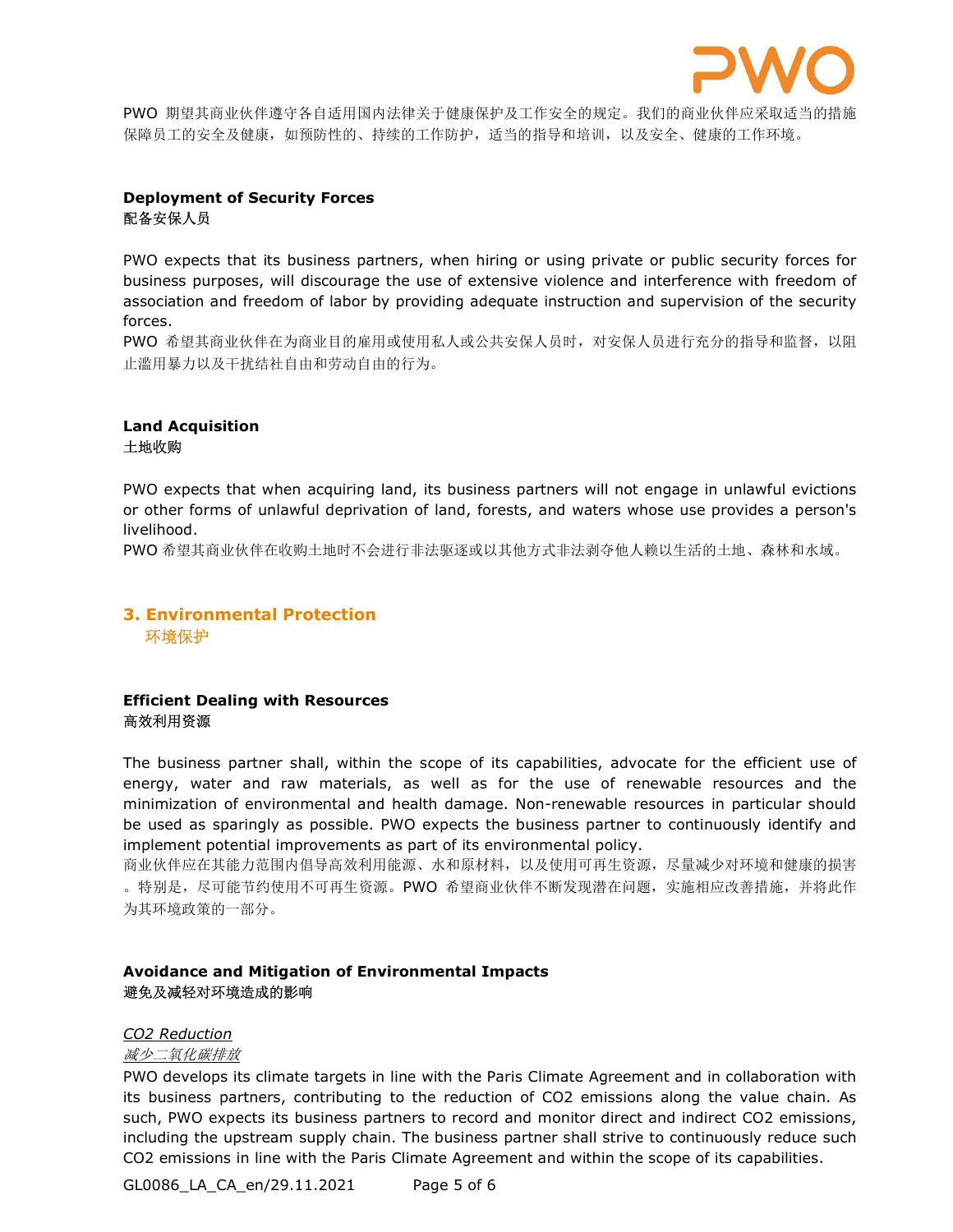PWO 期望其商业伙伴遵守各自适用国内法律关于健康保护及工作安全的规定。我们的商业伙伴应采取适当的措施保障员工的安全及健康，如预防性的、持续的工作防护，适当的指导和培训，以及安全、健康的工作环境。

**Deployment of Security Forces**
**配备安保人员**

PWO expects that its business partners, when hiring or using private or public security forces for business purposes, will discourage the use of extensive violence and interference with freedom of association and freedom of labor by providing adequate instruction and supervision of the security forces.
PWO 希望其商业伙伴在为商业目的雇用或使用私人或公共安保人员时，对安保人员进行充分的指导和监督，以阻止滥用暴力以及干扰结社自由和劳动自由的行为。

**Land Acquisition**
**土地收购**

PWO expects that when acquiring land, its business partners will not engage in unlawful evictions or other forms of unlawful deprivation of land, forests, and waters whose use provides a person's livelihood.
PWO 希望其商业伙伴在收购土地时不会进行非法驱逐或以其他方式非法剥夺他人赖以生活的土地、森林和水域。

## 3. Environmental Protection
## 环境保护

**Efficient Dealing with Resources**
**高效利用资源**

The business partner shall, within the scope of its capabilities, advocate for the efficient use of energy, water and raw materials, as well as for the use of renewable resources and the minimization of environmental and health damage. Non-renewable resources in particular should be used as sparingly as possible. PWO expects the business partner to continuously identify and implement potential improvements as part of its environmental policy.
商业伙伴应在其能力范围内倡导高效利用能源、水和原材料，以及使用可再生资源，尽量减少对环境和健康的损害。特别是，尽可能节约使用不可再生资源。PWO 希望商业伙伴不断发现潜在问题，实施相应改善措施，并将此作为其环境政策的一部分。

**Avoidance and Mitigation of Environmental Impacts**
**避免及减轻对环境造成的影响**

*CO2 Reduction*
*减少二氧化碳排放*
PWO develops its climate targets in line with the Paris Climate Agreement and in collaboration with its business partners, contributing to the reduction of $CO_2$ emissions along the value chain. As such, PWO expects its business partners to record and monitor direct and indirect $CO_2$ emissions, including the upstream supply chain. The business partner shall strive to continuously reduce such $CO_2$ emissions in line with the Paris Climate Agreement and within the scope of its capabilities.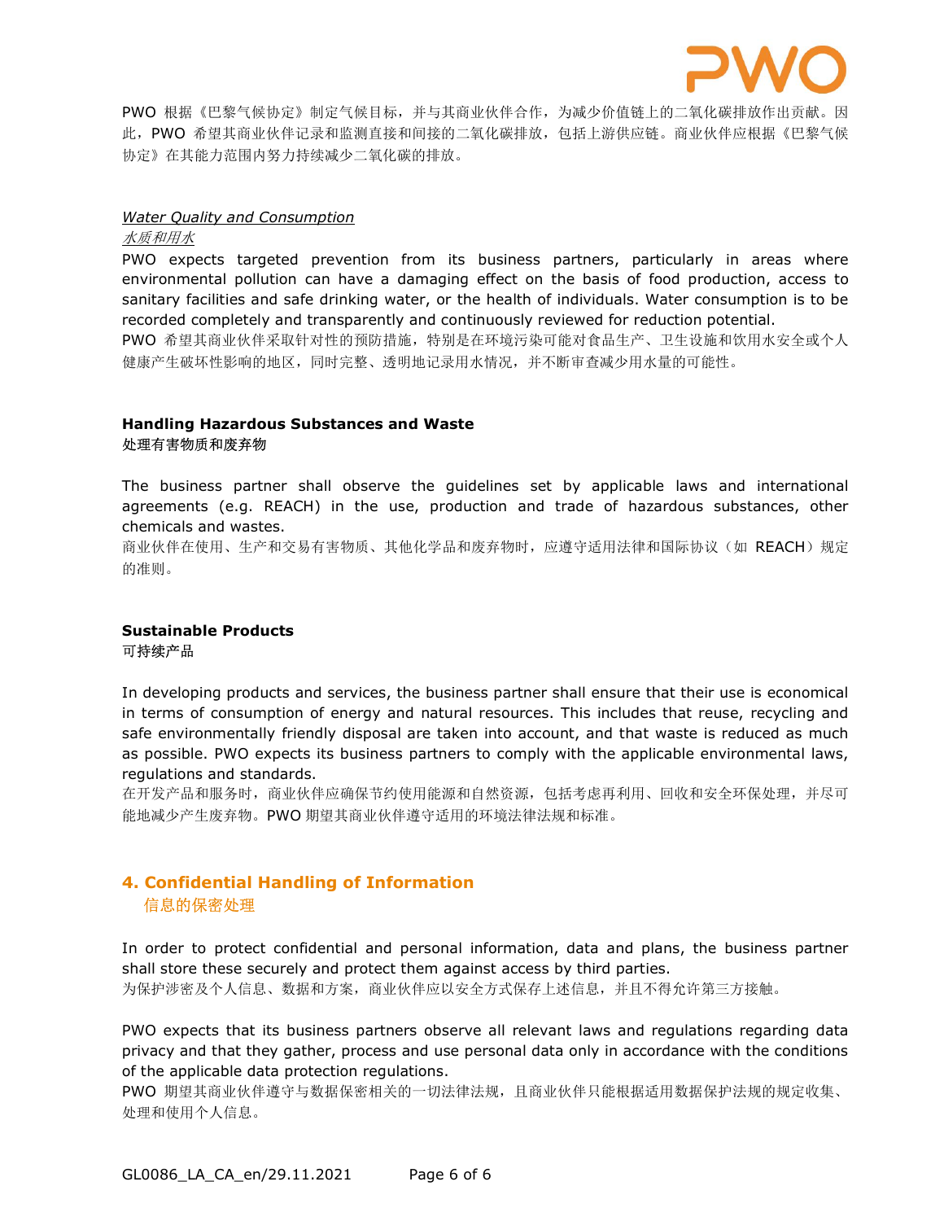PWO 根据《巴黎气候协定》制定气候目标，并与其商业伙伴合作，为减少价值链上的二氧化碳排放作出贡献。因此，PWO 希望其商业伙伴记录和监测直接和间接的二氧化碳排放，包括上游供应链。商业伙伴应根据《巴黎气候协定》在其能力范围内努力持续减少二氧化碳的排放。

*Water Quality and Consumption*

*水质和用水*

PWO expects targeted prevention from its business partners, particularly in areas where environmental pollution can have a damaging effect on the basis of food production, access to sanitary facilities and safe drinking water, or the health of individuals. Water consumption is to be recorded completely and transparently and continuously reviewed for reduction potential.

PWO 希望其商业伙伴采取针对性的预防措施，特别是在环境污染可能对食品生产、卫生设施和饮用水安全或个人健康产生破坏性影响的地区，同时完整、透明地记录用水情况，并不断审查减少用水量的可能性。

**Handling Hazardous Substances and Waste**

**处理有害物质和废弃物**

The business partner shall observe the guidelines set by applicable laws and international agreements (e.g. REACH) in the use, production and trade of hazardous substances, other chemicals and wastes.

商业伙伴在使用、生产和交易有害物质、其他化学品和废弃物时，应遵守适用法律和国际协议（如 REACH）规定的准则。

**Sustainable Products**

**可持续产品**

In developing products and services, the business partner shall ensure that their use is economical in terms of consumption of energy and natural resources. This includes that reuse, recycling and safe environmentally friendly disposal are taken into account, and that waste is reduced as much as possible. PWO expects its business partners to comply with the applicable environmental laws, regulations and standards.

在开发产品和服务时，商业伙伴应确保节约使用能源和自然资源，包括考虑再利用、回收和安全环保处理，并尽可能地减少产生废弃物。PWO 期望其商业伙伴遵守适用的环境法律法规和标准。

## 4. Confidential Handling of Information

## 信息的保密处理

In order to protect confidential and personal information, data and plans, the business partner shall store these securely and protect them against access by third parties.

为保护涉密及个人信息、数据和方案，商业伙伴应以安全方式保存上述信息，并且不得允许第三方接触。

PWO expects that its business partners observe all relevant laws and regulations regarding data privacy and that they gather, process and use personal data only in accordance with the conditions of the applicable data protection regulations.

PWO 期望其商业伙伴遵守与数据保密相关的一切法律法规，且商业伙伴只能根据适用数据保护法规的规定收集、处理和使用个人信息。

GL0086_LA_CA_en/29.11.2021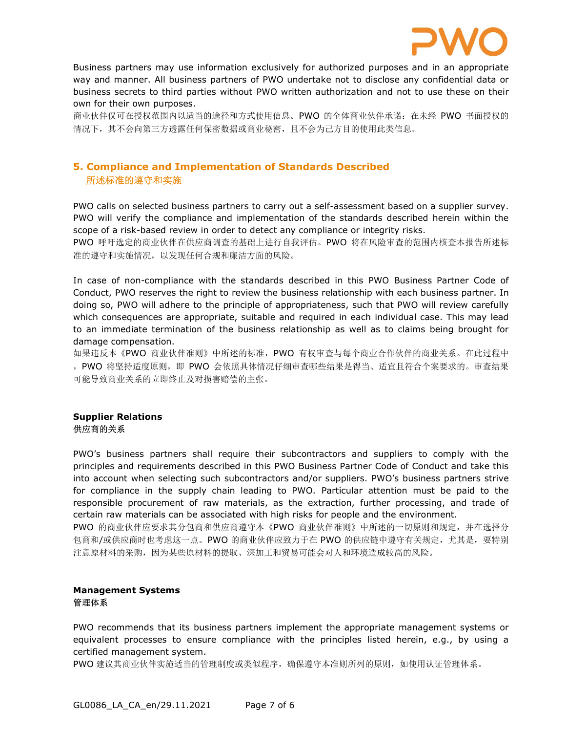Business partners may use information exclusively for authorized purposes and in an appropriate way and manner. All business partners of PWO undertake not to disclose any confidential data or business secrets to third parties without PWO written authorization and not to use these on their own for their own purposes.
商业伙伴仅可在授权范围内以适当的途径和方式使用信息。PWO 的全体商业伙伴承诺：在未经 PWO 书面授权的情况下，其不会向第三方透露任何保密数据或商业秘密，且不会为己方目的使用此类信息。

## 5. Compliance and Implementation of Standards Described
## 所述标准的遵守和实施

PWO calls on selected business partners to carry out a self-assessment based on a supplier survey. PWO will verify the compliance and implementation of the standards described herein within the scope of a risk-based review in order to detect any compliance or integrity risks.
PWO 呼吁选定的商业伙伴在供应商调查的基础上进行自我评估。PWO 将在风险审查的范围内核查本报告所述标准的遵守和实施情况，以发现任何合规和廉洁方面的风险。

In case of non-compliance with the standards described in this PWO Business Partner Code of Conduct, PWO reserves the right to review the business relationship with each business partner. In doing so, PWO will adhere to the principle of appropriateness, such that PWO will review carefully which consequences are appropriate, suitable and required in each individual case. This may lead to an immediate termination of the business relationship as well as to claims being brought for damage compensation.
如果违反本《PWO 商业伙伴准则》中所述的标准，PWO 有权审查与每个商业合作伙伴的商业关系。在此过程中，PWO 将坚持适度原则，即 PWO 会依照具体情况仔细审查哪些结果是得当、适宜且符合个案要求的。审查结果可能导致商业关系的立即终止及对损害赔偿的主张。

**Supplier Relations**
**供应商的关系**

PWO's business partners shall require their subcontractors and suppliers to comply with the principles and requirements described in this PWO Business Partner Code of Conduct and take this into account when selecting such subcontractors and/or suppliers. PWO's business partners strive for compliance in the supply chain leading to PWO. Particular attention must be paid to the responsible procurement of raw materials, as the extraction, further processing, and trade of certain raw materials can be associated with high risks for people and the environment.
PWO 的商业伙伴应要求其分包商和供应商遵守本《PWO 商业伙伴准则》中所述的一切原则和规定，并在选择分包商和/或供应商时也考虑这一点。PWO 的商业伙伴应致力于在 PWO 的供应链中遵守有关规定，尤其是，要特别注意原材料的采购，因为某些原材料的提取、深加工和贸易可能会对人和环境造成较高的风险。

**Management Systems**
**管理体系**

PWO recommends that its business partners implement the appropriate management systems or equivalent processes to ensure compliance with the principles listed herein, e.g., by using a certified management system.
PWO 建议其商业伙伴实施适当的管理制度或类似程序，确保遵守本准则所列的原则，如使用认证管理体系。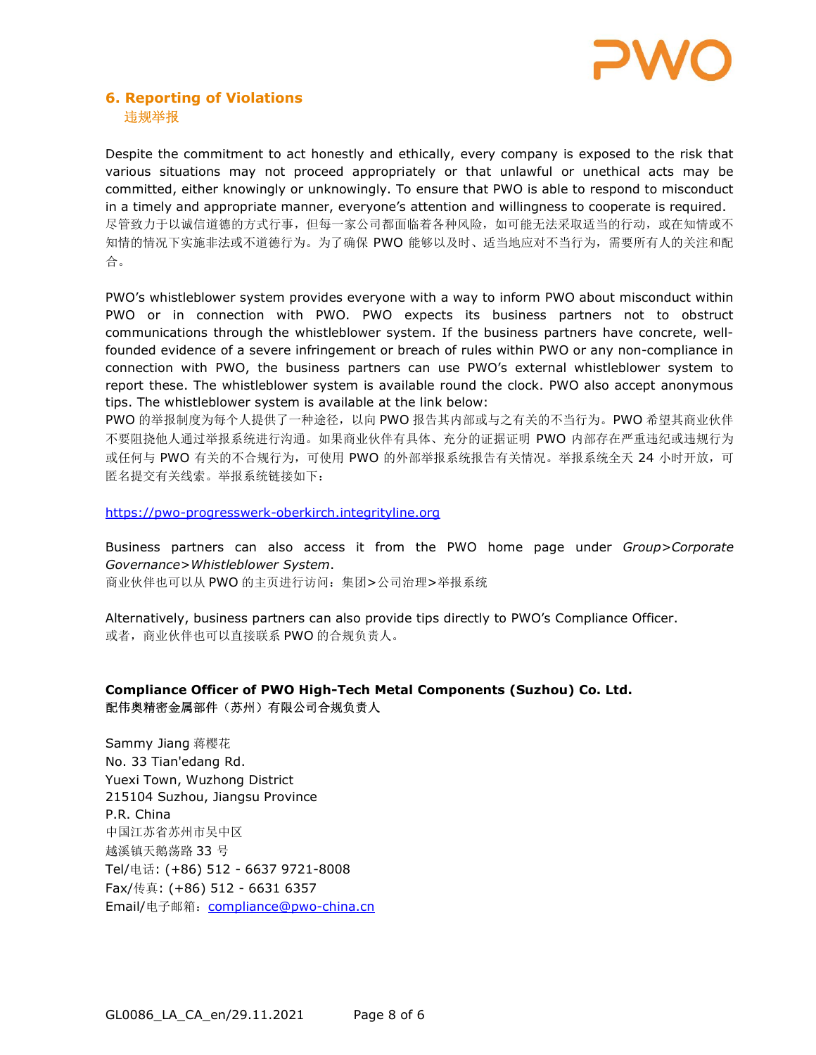## 6. Reporting of Violations

违规举报

Despite the commitment to act honestly and ethically, every company is exposed to the risk that various situations may not proceed appropriately or that unlawful or unethical acts may be committed, either knowingly or unknowingly. To ensure that PWO is able to respond to misconduct in a timely and appropriate manner, everyone's attention and willingness to cooperate is required.
尽管致力于以诚信道德的方式行事，但每一家公司都面临着各种风险，如可能无法采取适当的行动，或在知情或不知情的情况下实施非法或不道德行为。为了确保 PWO 能够以及时、适当地应对不当行为，需要所有人的关注和配合。

PWO's whistleblower system provides everyone with a way to inform PWO about misconduct within PWO or in connection with PWO. PWO expects its business partners not to obstruct communications through the whistleblower system. If the business partners have concrete, well-founded evidence of a severe infringement or breach of rules within PWO or any non-compliance in connection with PWO, the business partners can use PWO's external whistleblower system to report these. The whistleblower system is available round the clock. PWO also accept anonymous tips. The whistleblower system is available at the link below:
PWO 的举报制度为每个人提供了一种途径，以向 PWO 报告其内部或与之有关的不当行为。PWO 希望其商业伙伴不要阻挠他人通过举报系统进行沟通。如果商业伙伴有具体、充分的证据证明 PWO 内部存在严重违纪或违规行为或任何与 PWO 有关的不合规行为，可使用 PWO 的外部举报系统报告有关情况。举报系统全天 24 小时开放，可匿名提交有关线索。举报系统链接如下：

https://pwo-progresswerk-oberkirch.integrityline.org

Business partners can also access it from the PWO home page under *Group>Corporate Governance>Whistleblower System*.
商业伙伴也可以从 PWO 的主页进行访问：集团>公司治理>举报系统

Alternatively, business partners can also provide tips directly to PWO's Compliance Officer.
或者，商业伙伴也可以直接联系 PWO 的合规负责人。

**Compliance Officer of PWO High-Tech Metal Components (Suzhou) Co. Ltd.**
**配伟奥精密金属部件（苏州）有限公司合规负责人**

Sammy Jiang 蒋樱花
No. 33 Tian'edang Rd.
Yuexi Town, Wuzhong District
215104 Suzhou, Jiangsu Province
P.R. China
中国江苏省苏州市吴中区
越溪镇天鹅荡路 33 号
Tel/电话: (+86) 512 - 6637 9721-8008
Fax/传真: (+86) 512 - 6631 6357
Email/电子邮箱：compliance@pwo-china.cn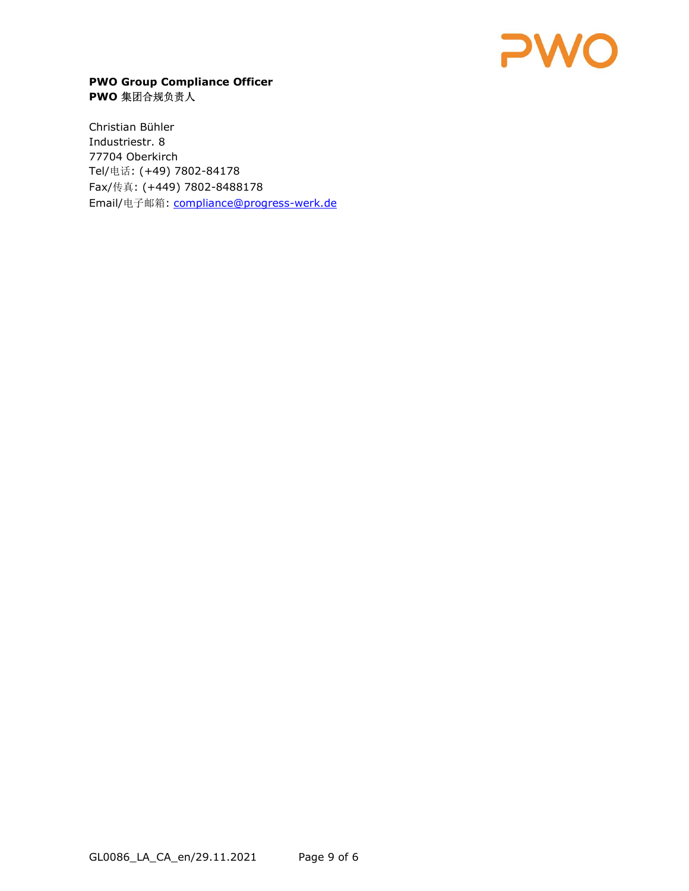**PWO Group Compliance Officer**
**PWO** 集团合规负责人

Christian Bühler
Industriestr. 8
77704 Oberkirch
Tel/电话: (+49) 7802-84178
Fax/传真: (+449) 7802-8488178
Email/电子邮箱: compliance@progress-werk.de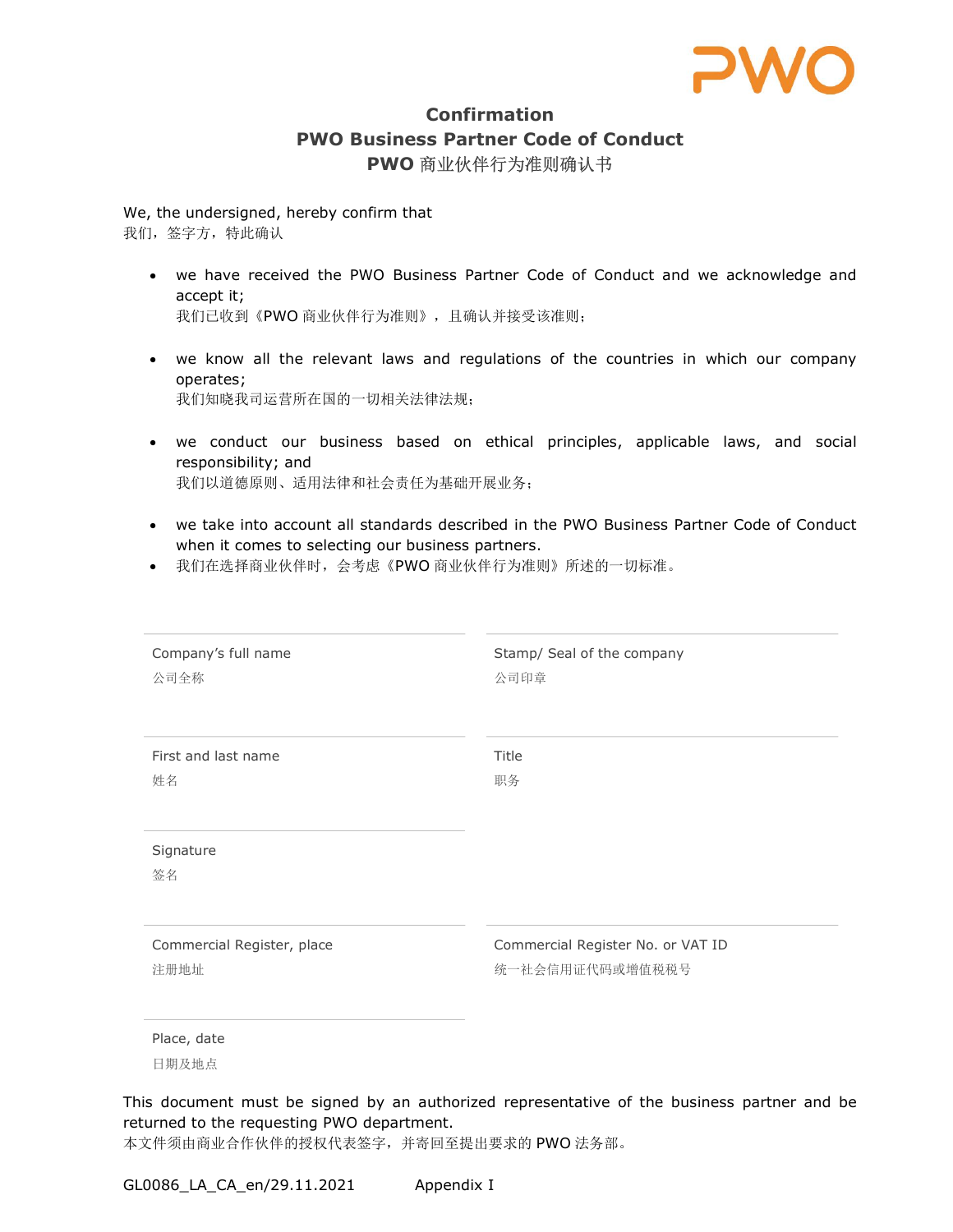# Confirmation
## PWO Business Partner Code of Conduct
## PWO 商业伙伴行为准则确认书

We, the undersigned, hereby confirm that
我们，签字方，特此确认

- we have received the PWO Business Partner Code of Conduct and we acknowledge and accept it;
  我们已收到《PWO 商业伙伴行为准则》，且确认并接受该准则；
- we know all the relevant laws and regulations of the countries in which our company operates;
  我们知晓我司运营所在国的一切相关法律法规；
- we conduct our business based on ethical principles, applicable laws, and social responsibility; and
  我们以道德原则、适用法律和社会责任为基础开展业务；
- we take into account all standards described in the PWO Business Partner Code of Conduct when it comes to selecting our business partners.
- 我们在选择商业伙伴时，会考虑《PWO 商业伙伴行为准则》所述的一切标准。

| | |
|---|---|
| Company's full name<br>公司全称 | Stamp/ Seal of the company<br>公司印章 |
| First and last name<br>姓名 | Title<br>职务 |
| Signature<br>签名 | |
| Commercial Register, place<br>注册地址 | Commercial Register No. or VAT ID<br>统一社会信用证代码或增值税税号 |
| Place, date<br>日期及地点 | |

This document must be signed by an authorized representative of the business partner and be returned to the requesting PWO department.
本文件须由商业合作伙伴的授权代表签字，并寄回至提出要求的 PWO 法务部。

GL0086_LA_CA_en/29.11.2021 Appendix I